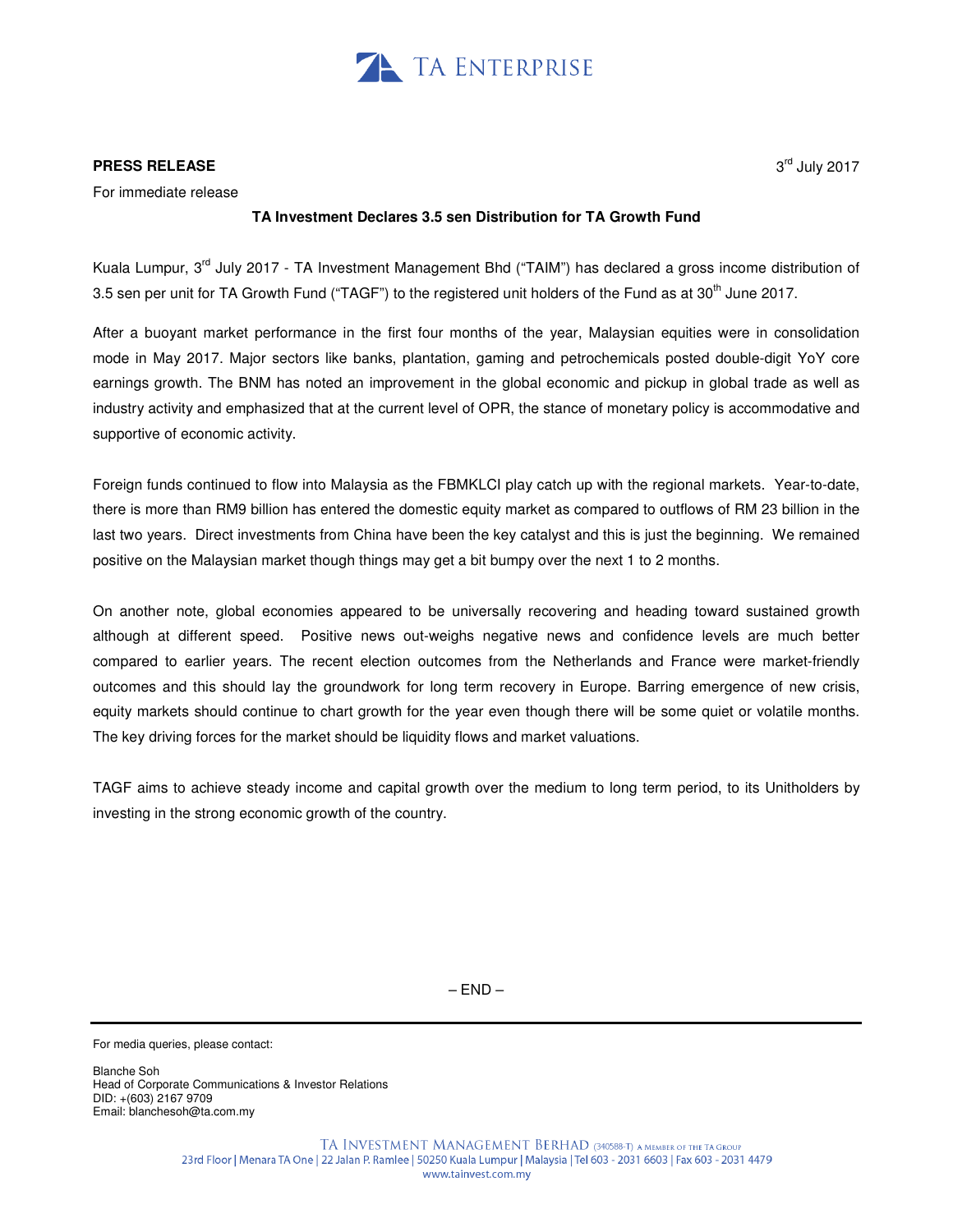TA ENTERPRISE

**PRESS RELEASE**

3rd July 2017

For immediate release

**TA Investment Declares 3.5 sen Distribution for TA Growth Fund**

Kuala Lumpur, 3rd July 2017 - TA Investment Management Bhd ("TAIM") has declared a gross income distribution of 3.5 sen per unit for TA Growth Fund ("TAGF") to the registered unit holders of the Fund as at 30th June 2017.

After a buoyant market performance in the first four months of the year, Malaysian equities were in consolidation mode in May 2017. Major sectors like banks, plantation, gaming and petrochemicals posted double-digit YoY core earnings growth. The BNM has noted an improvement in the global economic and pickup in global trade as well as industry activity and emphasized that at the current level of OPR, the stance of monetary policy is accommodative and supportive of economic activity.

Foreign funds continued to flow into Malaysia as the FBMKLCI play catch up with the regional markets. Year-to-date, there is more than RM9 billion has entered the domestic equity market as compared to outflows of RM 23 billion in the last two years. Direct investments from China have been the key catalyst and this is just the beginning. We remained positive on the Malaysian market though things may get a bit bumpy over the next 1 to 2 months.

On another note, global economies appeared to be universally recovering and heading toward sustained growth although at different speed. Positive news out-weighs negative news and confidence levels are much better compared to earlier years. The recent election outcomes from the Netherlands and France were market-friendly outcomes and this should lay the groundwork for long term recovery in Europe. Barring emergence of new crisis, equity markets should continue to chart growth for the year even though there will be some quiet or volatile months. The key driving forces for the market should be liquidity flows and market valuations.

TAGF aims to achieve steady income and capital growth over the medium to long term period, to its Unitholders by investing in the strong economic growth of the country.

– END –

For media queries, please contact:

Blanche Soh
Head of Corporate Communications & Investor Relations
DID: +(603) 2167 9709
Email: blanchesoh@ta.com.my

TA INVESTMENT MANAGEMENT BERHAD (340588-T) A MEMBER OF THE TA GROUP
23rd Floor | Menara TA One | 22 Jalan P. Ramlee | 50250 Kuala Lumpur | Malaysia | Tel 603 - 2031 6603 | Fax 603 - 2031 4479
www.tainvest.com.my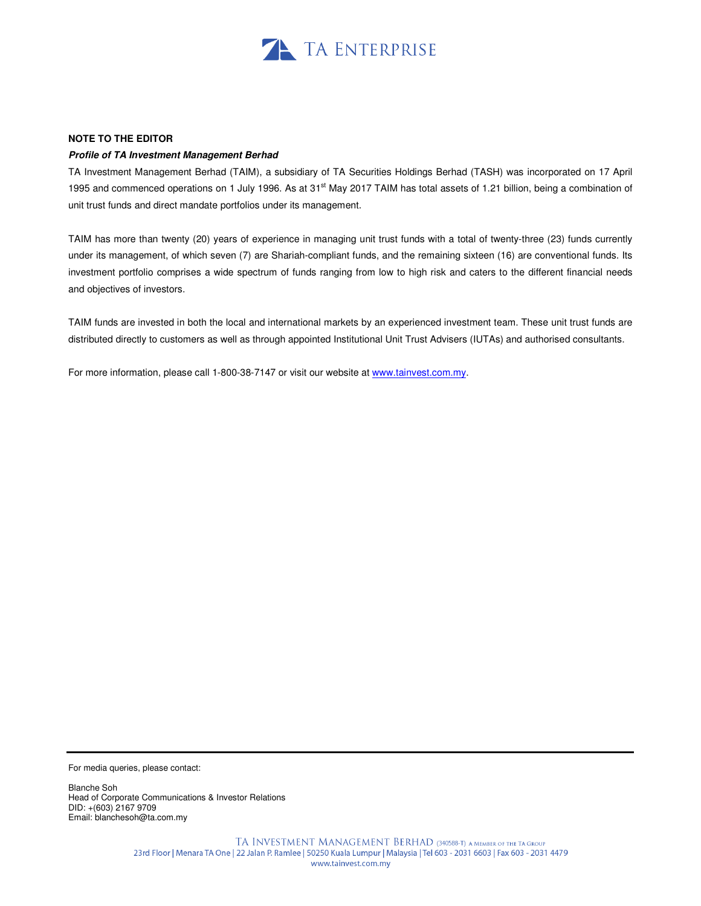**NOTE TO THE EDITOR**

***Profile of TA Investment Management Berhad***

TA Investment Management Berhad (TAIM), a subsidiary of TA Securities Holdings Berhad (TASH) was incorporated on 17 April 1995 and commenced operations on 1 July 1996. As at 31st May 2017 TAIM has total assets of 1.21 billion, being a combination of unit trust funds and direct mandate portfolios under its management.

TAIM has more than twenty (20) years of experience in managing unit trust funds with a total of twenty-three (23) funds currently under its management, of which seven (7) are Shariah-compliant funds, and the remaining sixteen (16) are conventional funds. Its investment portfolio comprises a wide spectrum of funds ranging from low to high risk and caters to the different financial needs and objectives of investors.

TAIM funds are invested in both the local and international markets by an experienced investment team. These unit trust funds are distributed directly to customers as well as through appointed Institutional Unit Trust Advisers (IUTAs) and authorised consultants.

For more information, please call 1-800-38-7147 or visit our website at www.tainvest.com.my.

---

For media queries, please contact:

Blanche Soh
Head of Corporate Communications & Investor Relations
DID: +(603) 2167 9709
Email: blanchesoh@ta.com.my

TA INVESTMENT MANAGEMENT BERHAD (340588-T) A MEMBER OF THE TA GROUP
23rd Floor | Menara TA One | 22 Jalan P. Ramlee | 50250 Kuala Lumpur | Malaysia | Tel 603 - 2031 6603 | Fax 603 - 2031 4479
www.tainvest.com.my